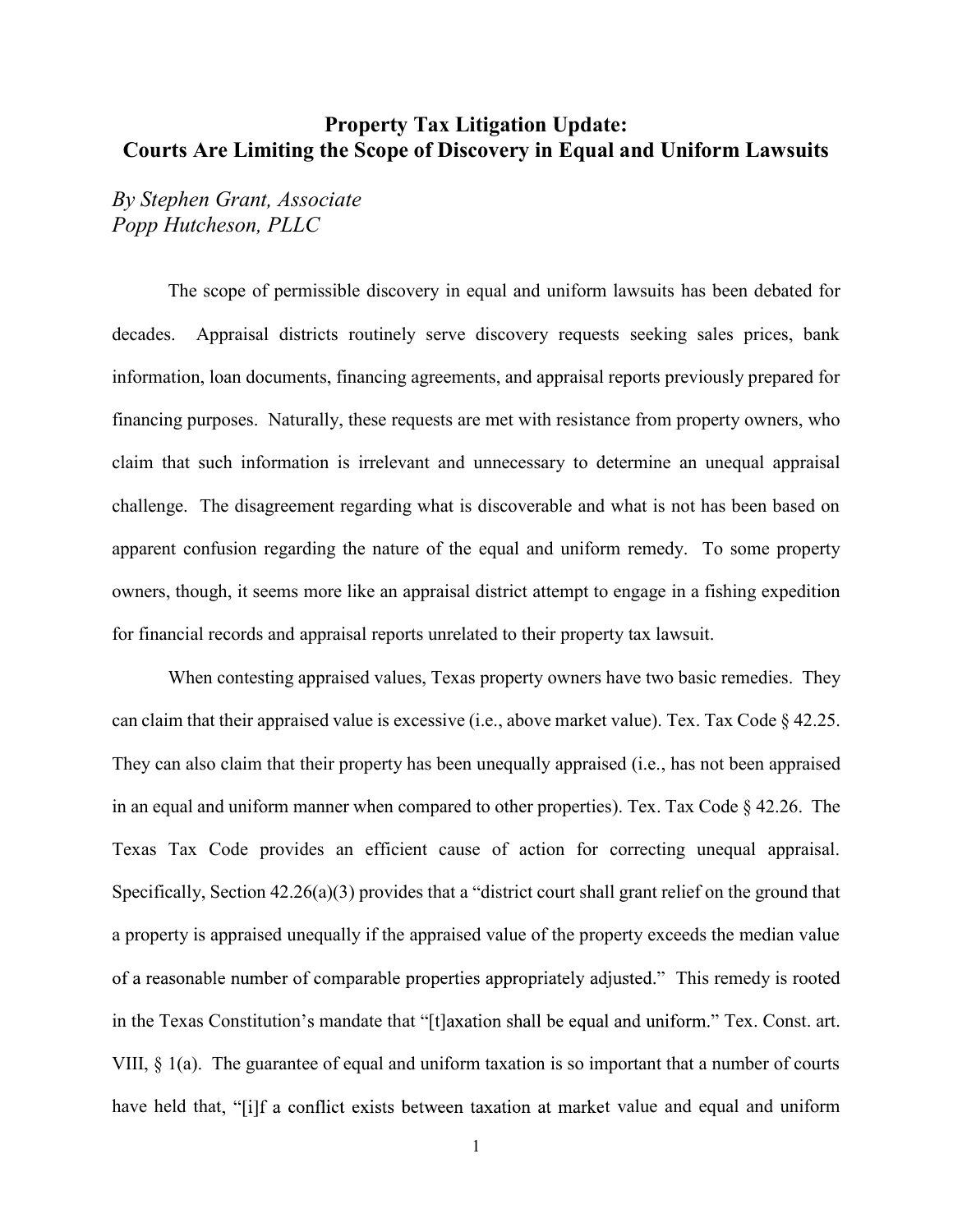# Property Tax Litigation Update: Courts Are Limiting the Scope of Discovery in Equal and Uniform Lawsuits

*By Stephen Grant, Associate*
*Popp Hutcheson, PLLC*

The scope of permissible discovery in equal and uniform lawsuits has been debated for decades. Appraisal districts routinely serve discovery requests seeking sales prices, bank information, loan documents, financing agreements, and appraisal reports previously prepared for financing purposes. Naturally, these requests are met with resistance from property owners, who claim that such information is irrelevant and unnecessary to determine an unequal appraisal challenge. The disagreement regarding what is discoverable and what is not has been based on apparent confusion regarding the nature of the equal and uniform remedy. To some property owners, though, it seems more like an appraisal district attempt to engage in a fishing expedition for financial records and appraisal reports unrelated to their property tax lawsuit.

When contesting appraised values, Texas property owners have two basic remedies. They can claim that their appraised value is excessive (i.e., above market value). Tex. Tax Code § 42.25. They can also claim that their property has been unequally appraised (i.e., has not been appraised in an equal and uniform manner when compared to other properties). Tex. Tax Code § 42.26. The Texas Tax Code provides an efficient cause of action for correcting unequal appraisal. Specifically, Section 42.26(a)(3) provides that a "district court shall grant relief on the ground that a property is appraised unequally if the appraised value of the property exceeds the median value of a reasonable number of comparable properties appropriately adjusted." This remedy is rooted in the Texas Constitution's mandate that "[t]axation shall be equal and uniform." Tex. Const. art. VIII, § 1(a). The guarantee of equal and uniform taxation is so important that a number of courts have held that, "[i]f a conflict exists between taxation at market value and equal and uniform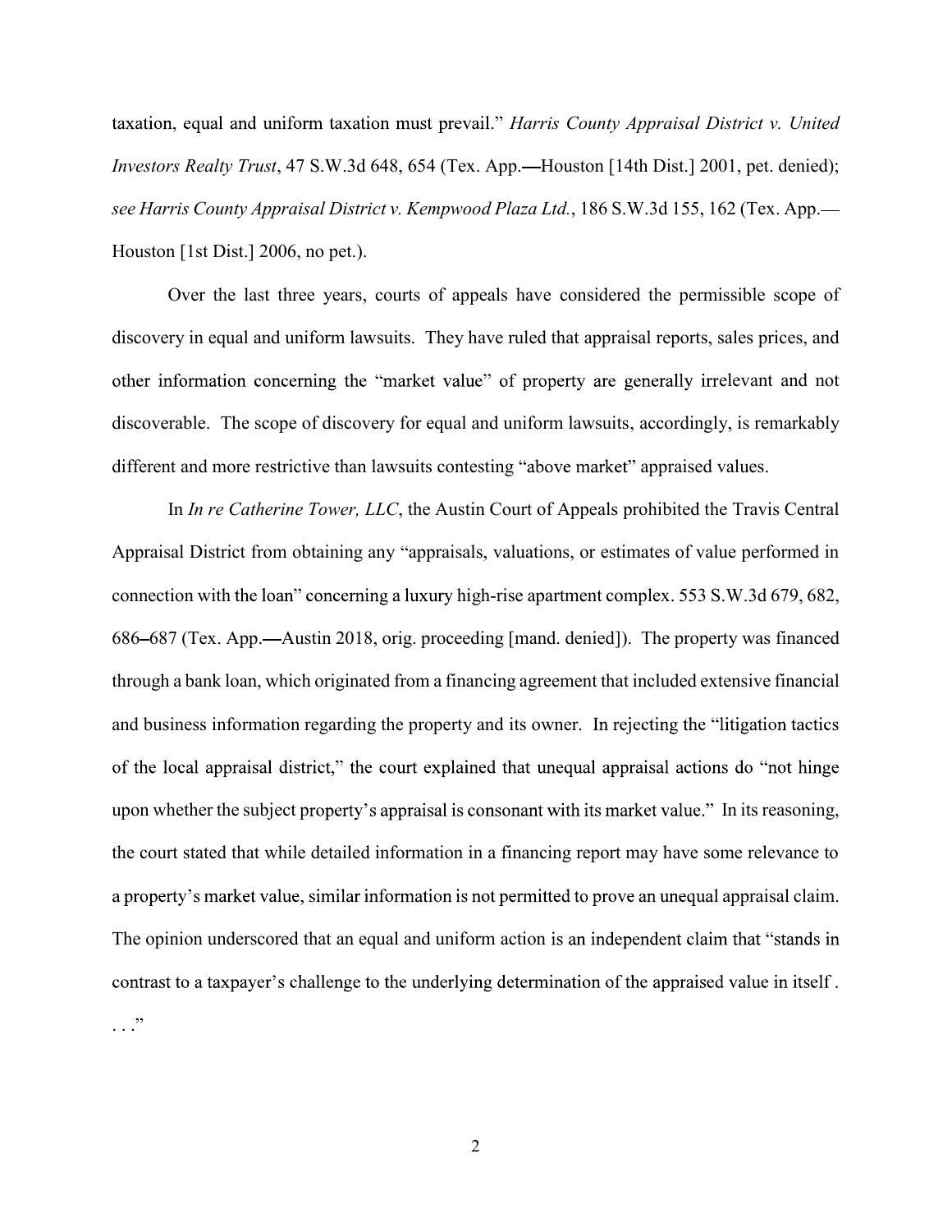taxation, equal and uniform taxation must prevail." *Harris County Appraisal District v. United Investors Realty Trust*, 47 S.W.3d 648, 654 (Tex. App.—Houston [14th Dist.] 2001, pet. denied); *see Harris County Appraisal District v. Kempwood Plaza Ltd.*, 186 S.W.3d 155, 162 (Tex. App.—Houston [1st Dist.] 2006, no pet.).

Over the last three years, courts of appeals have considered the permissible scope of discovery in equal and uniform lawsuits. They have ruled that appraisal reports, sales prices, and other information concerning the "market value" of property are generally irrelevant and not discoverable. The scope of discovery for equal and uniform lawsuits, accordingly, is remarkably different and more restrictive than lawsuits contesting "above market" appraised values.

In *In re Catherine Tower, LLC*, the Austin Court of Appeals prohibited the Travis Central Appraisal District from obtaining any "appraisals, valuations, or estimates of value performed in connection with the loan" concerning a luxury high-rise apartment complex. 553 S.W.3d 679, 682, 686–687 (Tex. App.—Austin 2018, orig. proceeding [mand. denied]). The property was financed through a bank loan, which originated from a financing agreement that included extensive financial and business information regarding the property and its owner. In rejecting the "litigation tactics of the local appraisal district," the court explained that unequal appraisal actions do "not hinge upon whether the subject property's appraisal is consonant with its market value." In its reasoning, the court stated that while detailed information in a financing report may have some relevance to a property's market value, similar information is not permitted to prove an unequal appraisal claim. The opinion underscored that an equal and uniform action is an independent claim that "stands in contrast to a taxpayer's challenge to the underlying determination of the appraised value in itself . . . ."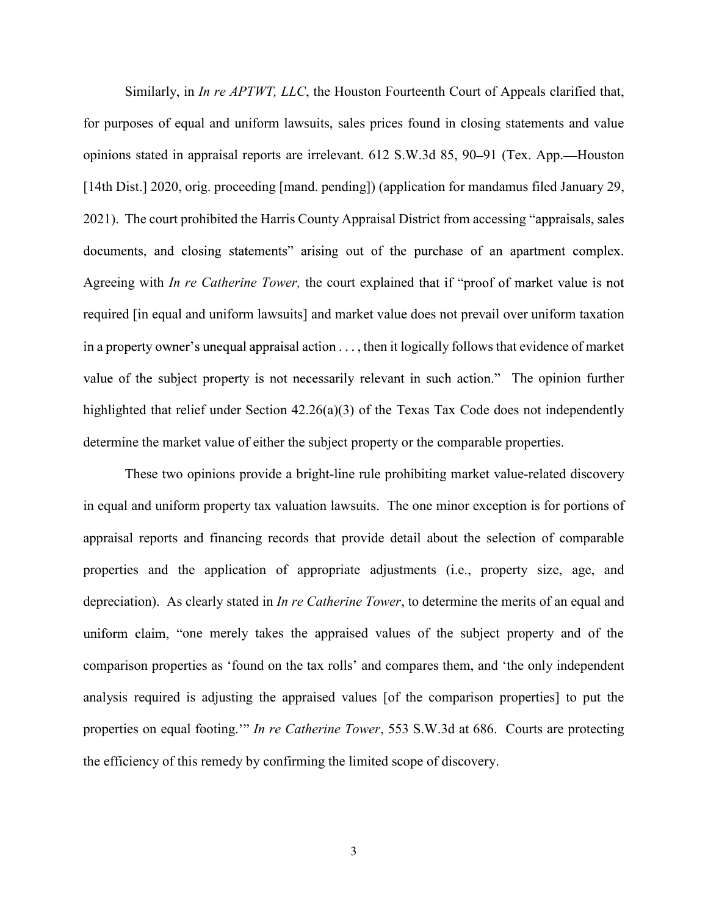Similarly, in *In re APTWT, LLC*, the Houston Fourteenth Court of Appeals clarified that, for purposes of equal and uniform lawsuits, sales prices found in closing statements and value opinions stated in appraisal reports are irrelevant. 612 S.W.3d 85, 90–91 (Tex. App.—Houston [14th Dist.] 2020, orig. proceeding [mand. pending]) (application for mandamus filed January 29, 2021). The court prohibited the Harris County Appraisal District from accessing "appraisals, sales documents, and closing statements" arising out of the purchase of an apartment complex. Agreeing with *In re Catherine Tower,* the court explained that if "proof of market value is not required [in equal and uniform lawsuits] and market value does not prevail over uniform taxation in a property owner's unequal appraisal action . . . , then it logically follows that evidence of market value of the subject property is not necessarily relevant in such action." The opinion further highlighted that relief under Section 42.26(a)(3) of the Texas Tax Code does not independently determine the market value of either the subject property or the comparable properties.

These two opinions provide a bright-line rule prohibiting market value-related discovery in equal and uniform property tax valuation lawsuits. The one minor exception is for portions of appraisal reports and financing records that provide detail about the selection of comparable properties and the application of appropriate adjustments (i.e., property size, age, and depreciation). As clearly stated in *In re Catherine Tower*, to determine the merits of an equal and uniform claim, "one merely takes the appraised values of the subject property and of the comparison properties as 'found on the tax rolls' and compares them, and 'the only independent analysis required is adjusting the appraised values [of the comparison properties] to put the properties on equal footing.'" *In re Catherine Tower*, 553 S.W.3d at 686. Courts are protecting the efficiency of this remedy by confirming the limited scope of discovery.